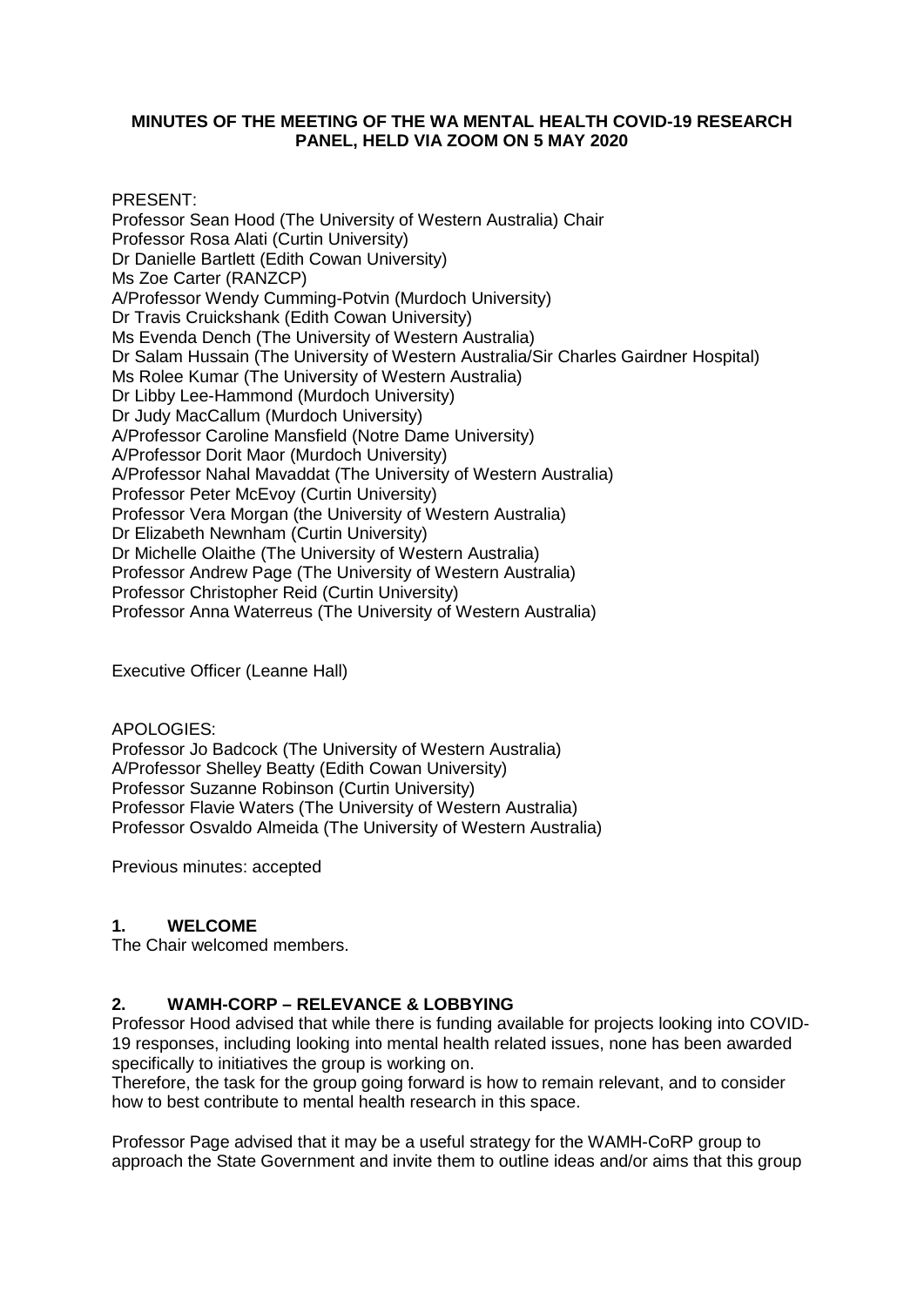**MINUTES OF THE MEETING OF THE WA MENTAL HEALTH COVID-19 RESEARCH PANEL, HELD VIA ZOOM ON 5 MAY 2020**

PRESENT:
Professor Sean Hood (The University of Western Australia) Chair
Professor Rosa Alati (Curtin University)
Dr Danielle Bartlett (Edith Cowan University)
Ms Zoe Carter (RANZCP)
A/Professor Wendy Cumming-Potvin (Murdoch University)
Dr Travis Cruickshank (Edith Cowan University)
Ms Evenda Dench (The University of Western Australia)
Dr Salam Hussain (The University of Western Australia/Sir Charles Gairdner Hospital)
Ms Rolee Kumar (The University of Western Australia)
Dr Libby Lee-Hammond (Murdoch University)
Dr Judy MacCallum (Murdoch University)
A/Professor Caroline Mansfield (Notre Dame University)
A/Professor Dorit Maor (Murdoch University)
A/Professor Nahal Mavaddat (The University of Western Australia)
Professor Peter McEvoy (Curtin University)
Professor Vera Morgan (the University of Western Australia)
Dr Elizabeth Newnham (Curtin University)
Dr Michelle Olaithe (The University of Western Australia)
Professor Andrew Page (The University of Western Australia)
Professor Christopher Reid (Curtin University)
Professor Anna Waterreus (The University of Western Australia)

Executive Officer (Leanne Hall)

APOLOGIES:
Professor Jo Badcock (The University of Western Australia)
A/Professor Shelley Beatty (Edith Cowan University)
Professor Suzanne Robinson (Curtin University)
Professor Flavie Waters (The University of Western Australia)
Professor Osvaldo Almeida (The University of Western Australia)

Previous minutes: accepted

## 1. WELCOME

The Chair welcomed members.

## 2. WAMH-CORP – RELEVANCE & LOBBYING

Professor Hood advised that while there is funding available for projects looking into COVID-19 responses, including looking into mental health related issues, none has been awarded specifically to initiatives the group is working on.
Therefore, the task for the group going forward is how to remain relevant, and to consider how to best contribute to mental health research in this space.

Professor Page advised that it may be a useful strategy for the WAMH-CoRP group to approach the State Government and invite them to outline ideas and/or aims that this group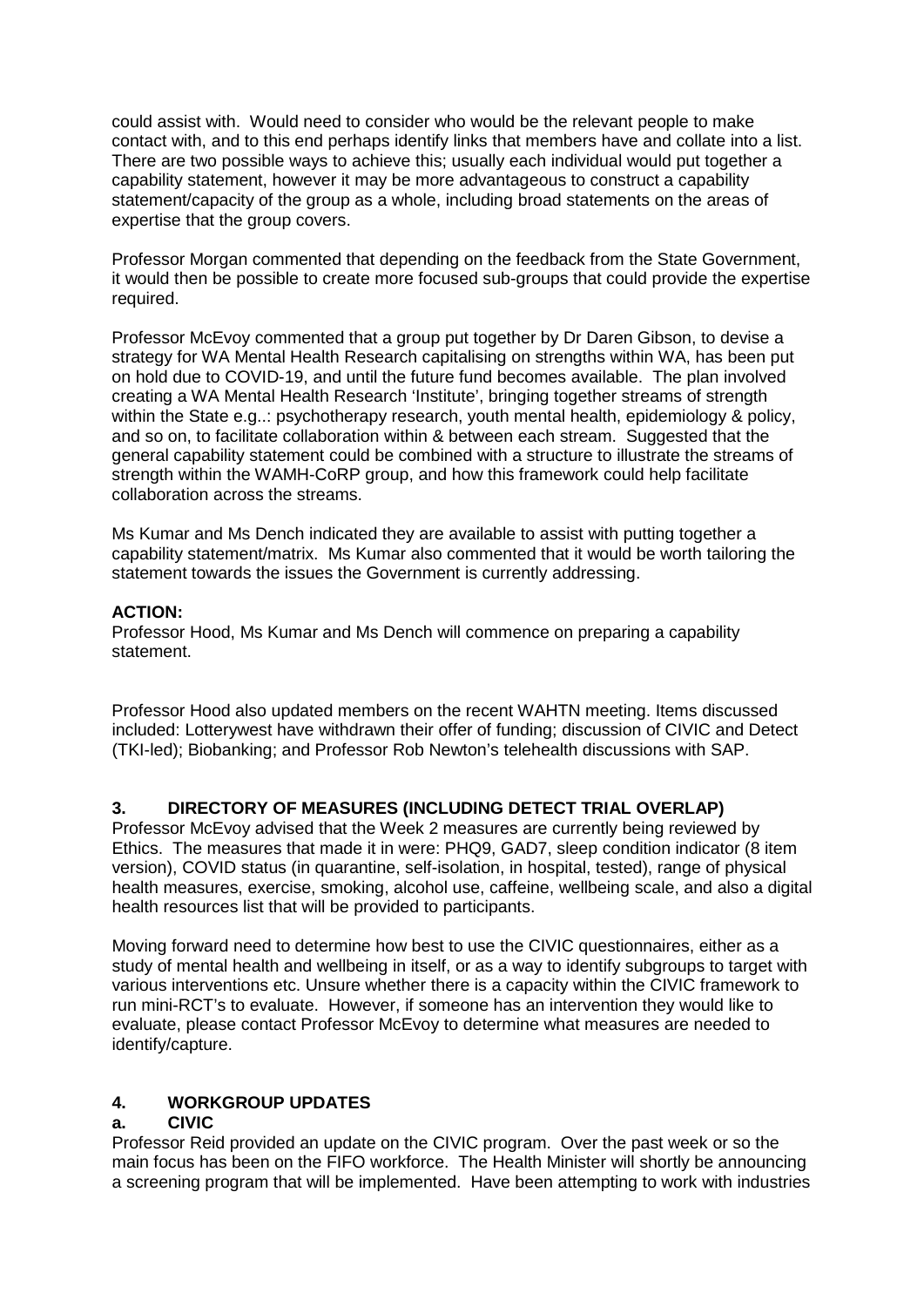could assist with. Would need to consider who would be the relevant people to make contact with, and to this end perhaps identify links that members have and collate into a list. There are two possible ways to achieve this; usually each individual would put together a capability statement, however it may be more advantageous to construct a capability statement/capacity of the group as a whole, including broad statements on the areas of expertise that the group covers.

Professor Morgan commented that depending on the feedback from the State Government, it would then be possible to create more focused sub-groups that could provide the expertise required.

Professor McEvoy commented that a group put together by Dr Daren Gibson, to devise a strategy for WA Mental Health Research capitalising on strengths within WA, has been put on hold due to COVID-19, and until the future fund becomes available. The plan involved creating a WA Mental Health Research 'Institute', bringing together streams of strength within the State e.g..: psychotherapy research, youth mental health, epidemiology & policy, and so on, to facilitate collaboration within & between each stream. Suggested that the general capability statement could be combined with a structure to illustrate the streams of strength within the WAMH-CoRP group, and how this framework could help facilitate collaboration across the streams.

Ms Kumar and Ms Dench indicated they are available to assist with putting together a capability statement/matrix. Ms Kumar also commented that it would be worth tailoring the statement towards the issues the Government is currently addressing.

**ACTION:**
Professor Hood, Ms Kumar and Ms Dench will commence on preparing a capability statement.

Professor Hood also updated members on the recent WAHTN meeting. Items discussed included: Lotterywest have withdrawn their offer of funding; discussion of CIVIC and Detect (TKI-led); Biobanking; and Professor Rob Newton's telehealth discussions with SAP.

## 3. DIRECTORY OF MEASURES (INCLUDING DETECT TRIAL OVERLAP)

Professor McEvoy advised that the Week 2 measures are currently being reviewed by Ethics. The measures that made it in were: PHQ9, GAD7, sleep condition indicator (8 item version), COVID status (in quarantine, self-isolation, in hospital, tested), range of physical health measures, exercise, smoking, alcohol use, caffeine, wellbeing scale, and also a digital health resources list that will be provided to participants.

Moving forward need to determine how best to use the CIVIC questionnaires, either as a study of mental health and wellbeing in itself, or as a way to identify subgroups to target with various interventions etc. Unsure whether there is a capacity within the CIVIC framework to run mini-RCT's to evaluate. However, if someone has an intervention they would like to evaluate, please contact Professor McEvoy to determine what measures are needed to identify/capture.

## 4. WORKGROUP UPDATES

### a. CIVIC

Professor Reid provided an update on the CIVIC program. Over the past week or so the main focus has been on the FIFO workforce. The Health Minister will shortly be announcing a screening program that will be implemented. Have been attempting to work with industries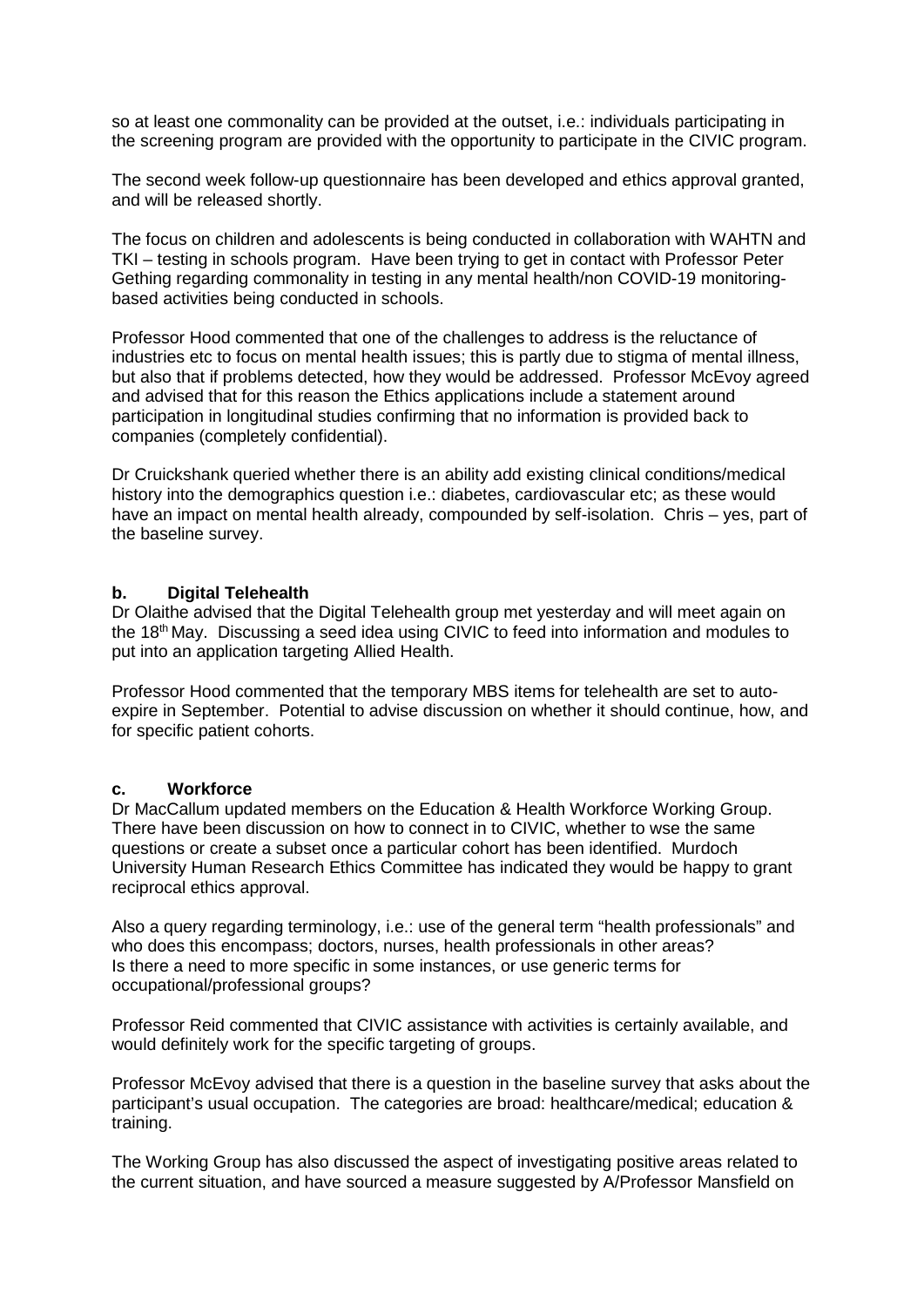so at least one commonality can be provided at the outset, i.e.: individuals participating in the screening program are provided with the opportunity to participate in the CIVIC program.

The second week follow-up questionnaire has been developed and ethics approval granted, and will be released shortly.

The focus on children and adolescents is being conducted in collaboration with WAHTN and TKI – testing in schools program. Have been trying to get in contact with Professor Peter Gething regarding commonality in testing in any mental health/non COVID-19 monitoring-based activities being conducted in schools.

Professor Hood commented that one of the challenges to address is the reluctance of industries etc to focus on mental health issues; this is partly due to stigma of mental illness, but also that if problems detected, how they would be addressed. Professor McEvoy agreed and advised that for this reason the Ethics applications include a statement around participation in longitudinal studies confirming that no information is provided back to companies (completely confidential).

Dr Cruickshank queried whether there is an ability add existing clinical conditions/medical history into the demographics question i.e.: diabetes, cardiovascular etc; as these would have an impact on mental health already, compounded by self-isolation. Chris – yes, part of the baseline survey.

**b. Digital Telehealth**

Dr Olaithe advised that the Digital Telehealth group met yesterday and will meet again on the 18th May. Discussing a seed idea using CIVIC to feed into information and modules to put into an application targeting Allied Health.

Professor Hood commented that the temporary MBS items for telehealth are set to auto-expire in September. Potential to advise discussion on whether it should continue, how, and for specific patient cohorts.

**c. Workforce**

Dr MacCallum updated members on the Education & Health Workforce Working Group. There have been discussion on how to connect in to CIVIC, whether to wse the same questions or create a subset once a particular cohort has been identified. Murdoch University Human Research Ethics Committee has indicated they would be happy to grant reciprocal ethics approval.

Also a query regarding terminology, i.e.: use of the general term "health professionals" and who does this encompass; doctors, nurses, health professionals in other areas? Is there a need to more specific in some instances, or use generic terms for occupational/professional groups?

Professor Reid commented that CIVIC assistance with activities is certainly available, and would definitely work for the specific targeting of groups.

Professor McEvoy advised that there is a question in the baseline survey that asks about the participant's usual occupation. The categories are broad: healthcare/medical; education & training.

The Working Group has also discussed the aspect of investigating positive areas related to the current situation, and have sourced a measure suggested by A/Professor Mansfield on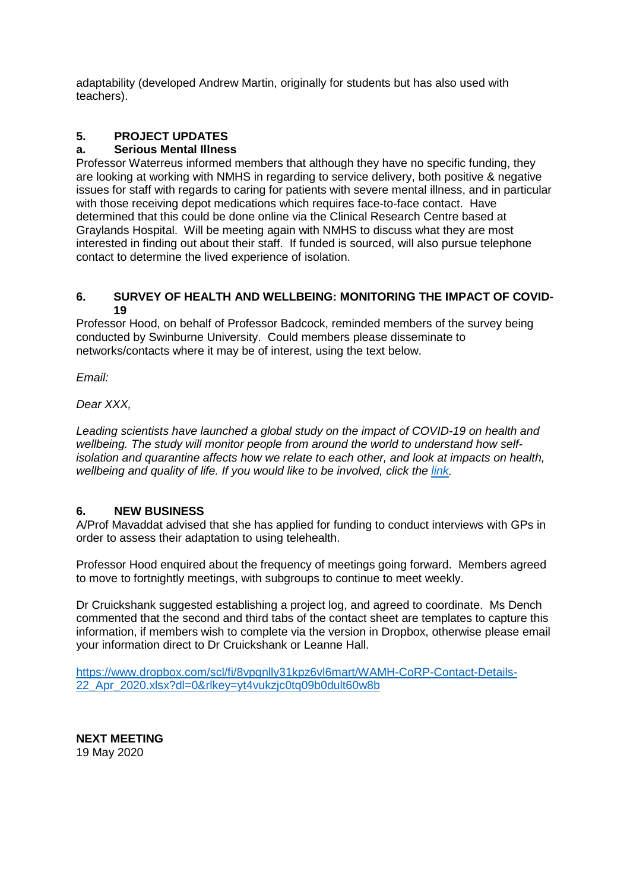adaptability (developed Andrew Martin, originally for students but has also used with teachers).

## 5. PROJECT UPDATES

### a. Serious Mental Illness

Professor Waterreus informed members that although they have no specific funding, they are looking at working with NMHS in regarding to service delivery, both positive & negative issues for staff with regards to caring for patients with severe mental illness, and in particular with those receiving depot medications which requires face-to-face contact. Have determined that this could be done online via the Clinical Research Centre based at Graylands Hospital. Will be meeting again with NMHS to discuss what they are most interested in finding out about their staff. If funded is sourced, will also pursue telephone contact to determine the lived experience of isolation.

## 6. SURVEY OF HEALTH AND WELLBEING: MONITORING THE IMPACT OF COVID-19

Professor Hood, on behalf of Professor Badcock, reminded members of the survey being conducted by Swinburne University. Could members please disseminate to networks/contacts where it may be of interest, using the text below.

*Email:*

*Dear XXX,*

*Leading scientists have launched a global study on the impact of COVID-19 on health and wellbeing. The study will monitor people from around the world to understand how self-isolation and quarantine affects how we relate to each other, and look at impacts on health, wellbeing and quality of life. If you would like to be involved, click the link.*

## 6. NEW BUSINESS

A/Prof Mavaddat advised that she has applied for funding to conduct interviews with GPs in order to assess their adaptation to using telehealth.

Professor Hood enquired about the frequency of meetings going forward. Members agreed to move to fortnightly meetings, with subgroups to continue to meet weekly.

Dr Cruickshank suggested establishing a project log, and agreed to coordinate. Ms Dench commented that the second and third tabs of the contact sheet are templates to capture this information, if members wish to complete via the version in Dropbox, otherwise please email your information direct to Dr Cruickshank or Leanne Hall.

https://www.dropbox.com/scl/fi/8vpqnlly31kpz6vl6mart/WAMH-CoRP-Contact-Details-22_Apr_2020.xlsx?dl=0&rlkey=yt4vukzjc0tq09b0dult60w8b

**NEXT MEETING**
19 May 2020